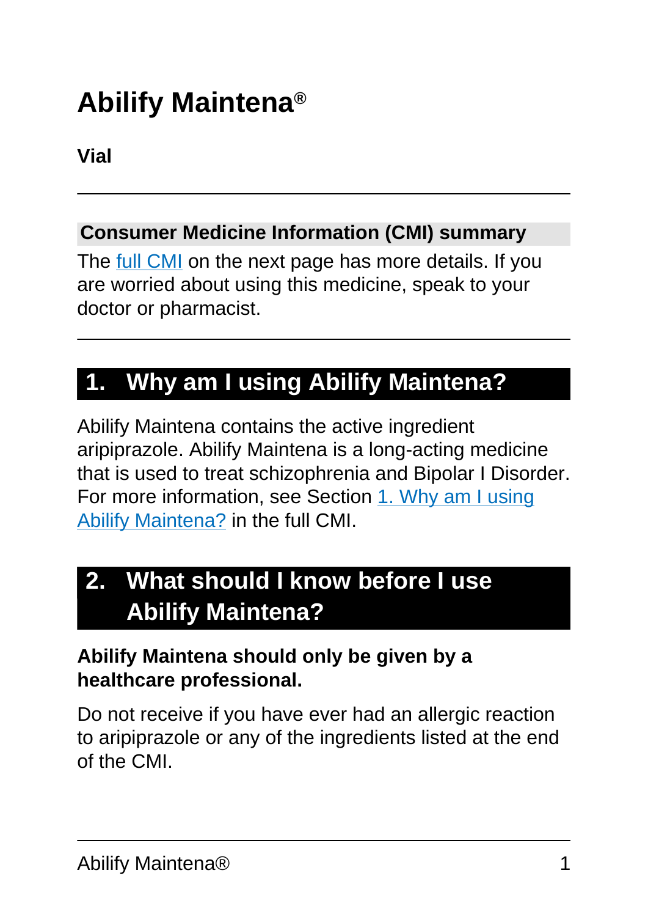# Abilify Maintena®

**Vial**

---

**Consumer Medicine Information (CMI) summary**

The full CMI on the next page has more details. If you are worried about using this medicine, speak to your doctor or pharmacist.

---

## 1. Why am I using Abilify Maintena?

Abilify Maintena contains the active ingredient aripiprazole. Abilify Maintena is a long-acting medicine that is used to treat schizophrenia and Bipolar I Disorder. For more information, see Section 1. Why am I using Abilify Maintena? in the full CMI.

## 2. What should I know before I use Abilify Maintena?

**Abilify Maintena should only be given by a healthcare professional.**

Do not receive if you have ever had an allergic reaction to aripiprazole or any of the ingredients listed at the end of the CMI.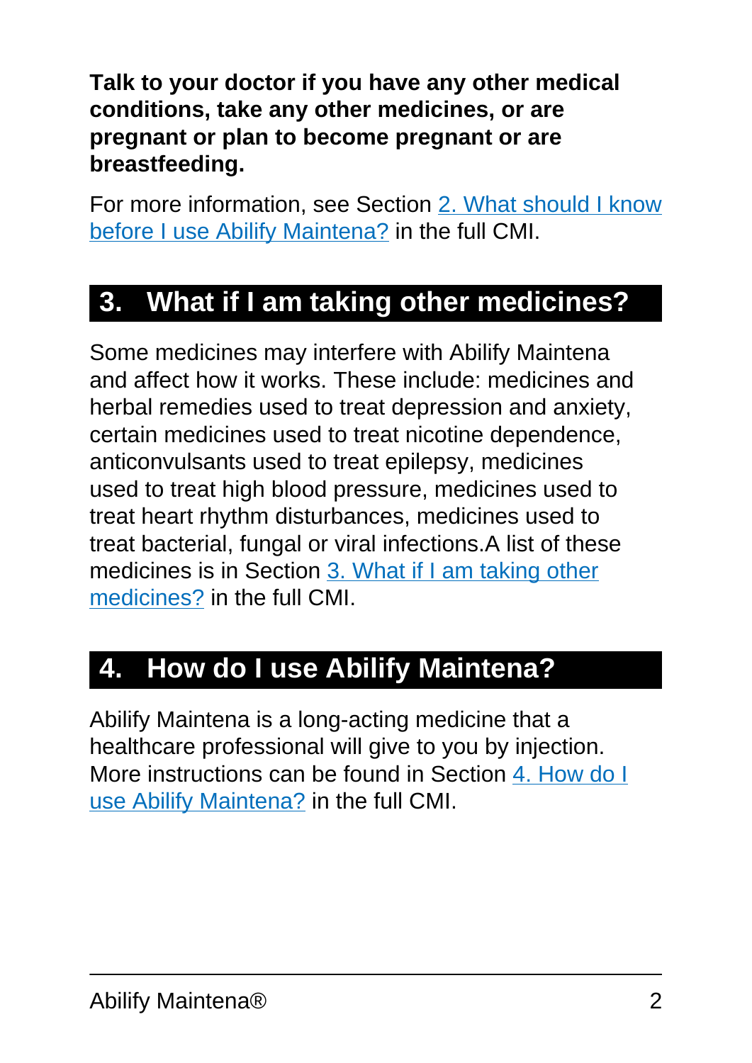**Talk to your doctor if you have any other medical conditions, take any other medicines, or are pregnant or plan to become pregnant or are breastfeeding.**

For more information, see Section [2. What should I know before I use Abilify Maintena?]() in the full CMI.

## 3. What if I am taking other medicines?

Some medicines may interfere with Abilify Maintena and affect how it works. These include: medicines and herbal remedies used to treat depression and anxiety, certain medicines used to treat nicotine dependence, anticonvulsants used to treat epilepsy, medicines used to treat high blood pressure, medicines used to treat heart rhythm disturbances, medicines used to treat bacterial, fungal or viral infections.A list of these medicines is in Section [3. What if I am taking other medicines?]() in the full CMI.

## 4. How do I use Abilify Maintena?

Abilify Maintena is a long-acting medicine that a healthcare professional will give to you by injection. More instructions can be found in Section [4. How do I use Abilify Maintena?]() in the full CMI.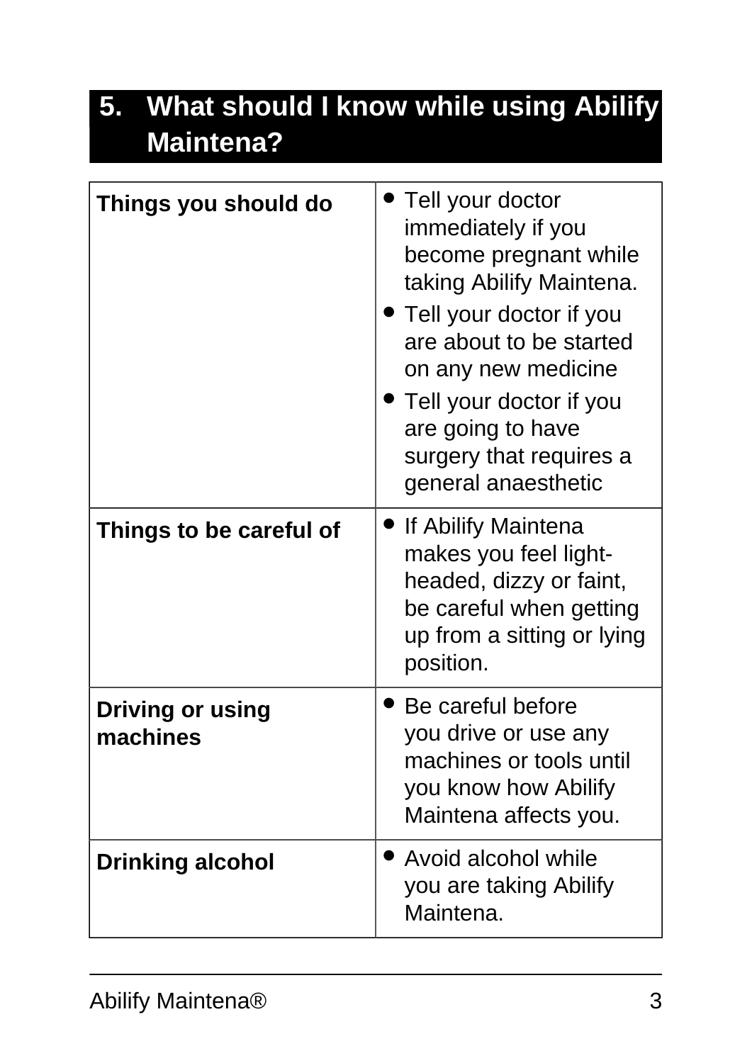## 5. What should I know while using Abilify Maintena?

| | |
|---|---|
| **Things you should do** | • Tell your doctor immediately if you become pregnant while taking Abilify Maintena.<br>• Tell your doctor if you are about to be started on any new medicine<br>• Tell your doctor if you are going to have surgery that requires a general anaesthetic |
| **Things to be careful of** | • If Abilify Maintena makes you feel light-headed, dizzy or faint, be careful when getting up from a sitting or lying position. |
| **Driving or using machines** | • Be careful before you drive or use any machines or tools until you know how Abilify Maintena affects you. |
| **Drinking alcohol** | • Avoid alcohol while you are taking Abilify Maintena. |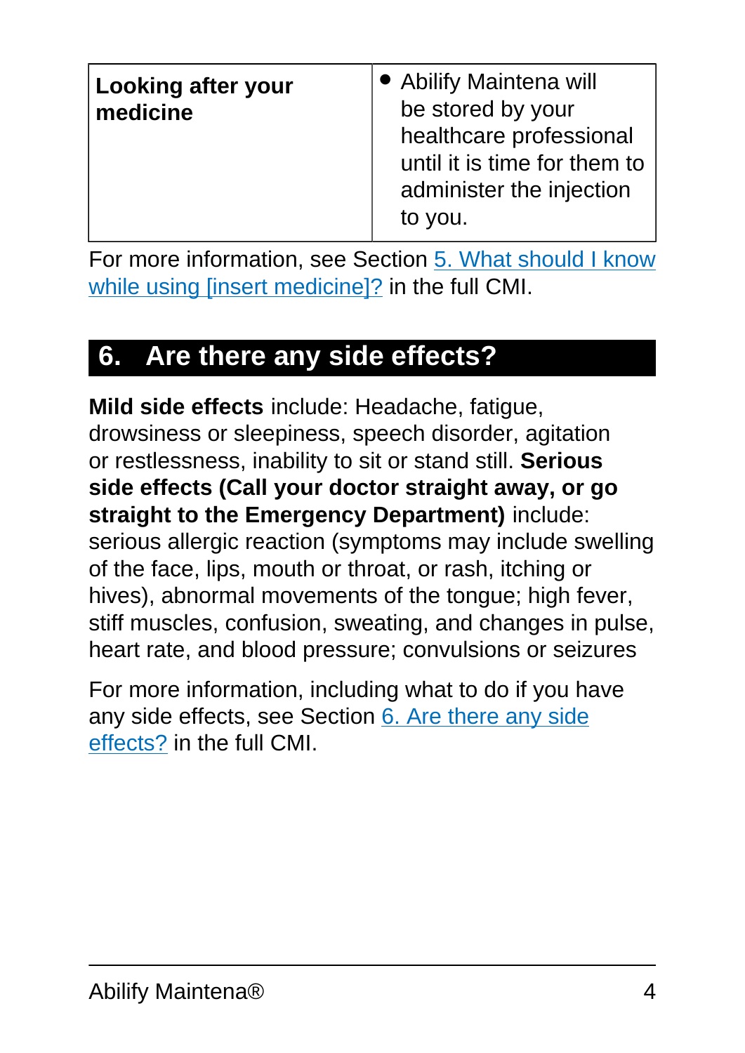| **Looking after your medicine** | • Abilify Maintena will be stored by your healthcare professional until it is time for them to administer the injection to you. |
|---|---|

For more information, see Section [5. What should I know while using [insert medicine]?](#) in the full CMI.

## 6. Are there any side effects?

**Mild side effects** include: Headache, fatigue, drowsiness or sleepiness, speech disorder, agitation or restlessness, inability to sit or stand still. **Serious side effects (Call your doctor straight away, or go straight to the Emergency Department)** include: serious allergic reaction (symptoms may include swelling of the face, lips, mouth or throat, or rash, itching or hives), abnormal movements of the tongue; high fever, stiff muscles, confusion, sweating, and changes in pulse, heart rate, and blood pressure; convulsions or seizures

For more information, including what to do if you have any side effects, see Section [6. Are there any side effects?](#) in the full CMI.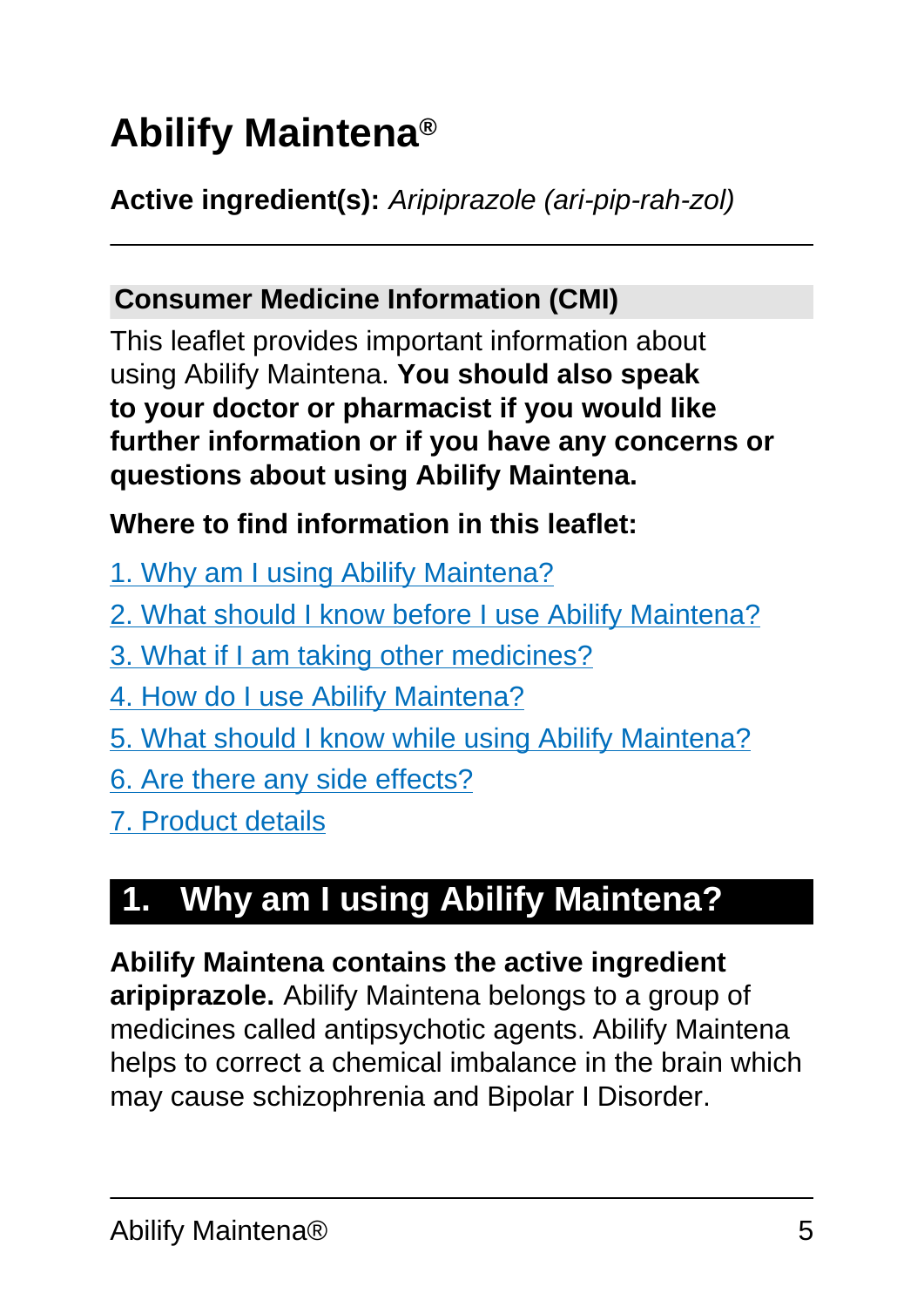# Abilify Maintena®

**Active ingredient(s):** *Aripiprazole (ari-pip-rah-zol)*

---

## Consumer Medicine Information (CMI)

This leaflet provides important information about using Abilify Maintena. **You should also speak to your doctor or pharmacist if you would like further information or if you have any concerns or questions about using Abilify Maintena.**

**Where to find information in this leaflet:**

1. Why am I using Abilify Maintena?
2. What should I know before I use Abilify Maintena?
3. What if I am taking other medicines?
4. How do I use Abilify Maintena?
5. What should I know while using Abilify Maintena?
6. Are there any side effects?
7. Product details

## 1. Why am I using Abilify Maintena?

**Abilify Maintena contains the active ingredient aripiprazole.** Abilify Maintena belongs to a group of medicines called antipsychotic agents. Abilify Maintena helps to correct a chemical imbalance in the brain which may cause schizophrenia and Bipolar I Disorder.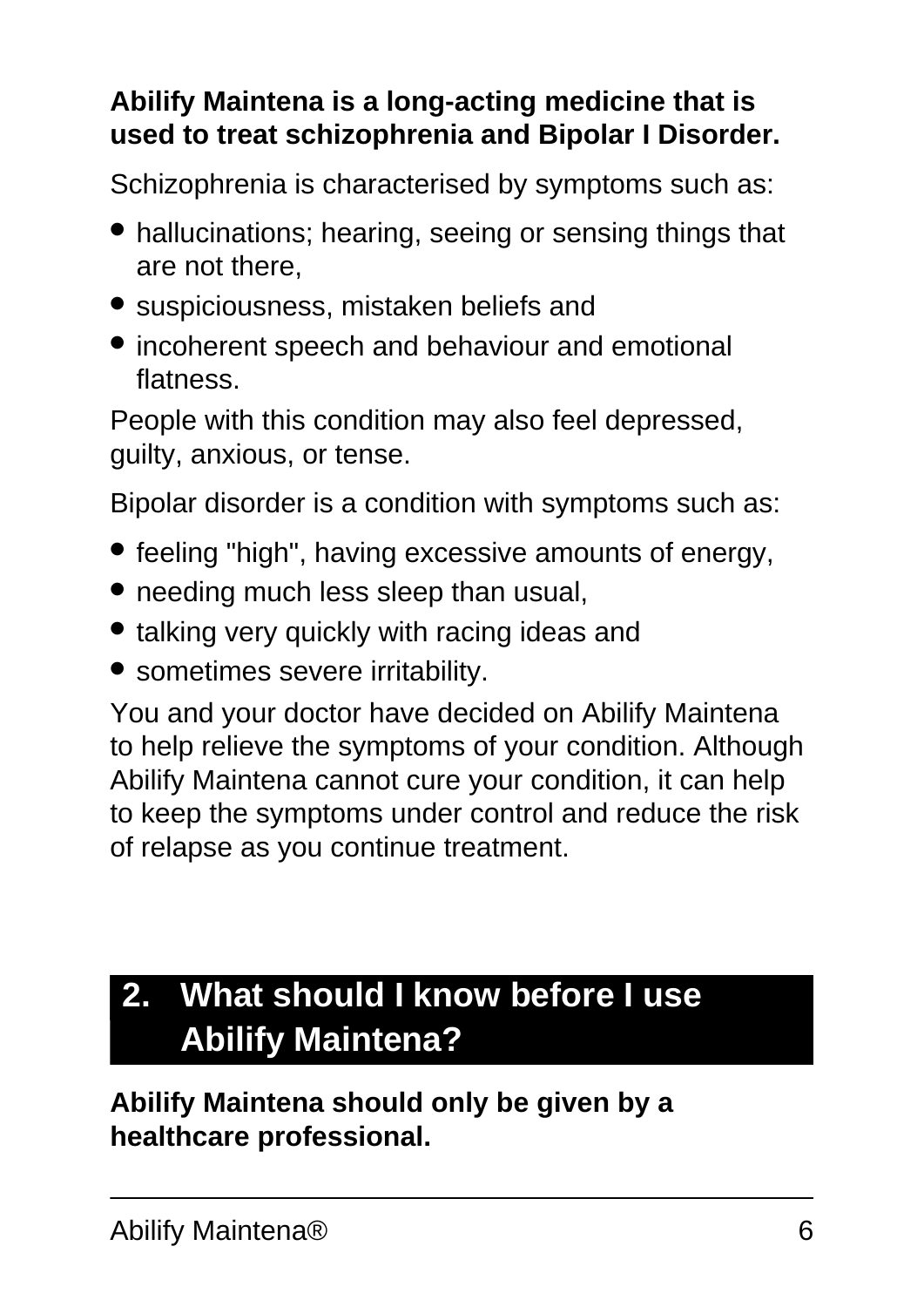**Abilify Maintena is a long-acting medicine that is used to treat schizophrenia and Bipolar I Disorder.**

Schizophrenia is characterised by symptoms such as:

- hallucinations; hearing, seeing or sensing things that are not there,
- suspiciousness, mistaken beliefs and
- incoherent speech and behaviour and emotional flatness.

People with this condition may also feel depressed, guilty, anxious, or tense.

Bipolar disorder is a condition with symptoms such as:

- feeling "high", having excessive amounts of energy,
- needing much less sleep than usual,
- talking very quickly with racing ideas and
- sometimes severe irritability.

You and your doctor have decided on Abilify Maintena to help relieve the symptoms of your condition. Although Abilify Maintena cannot cure your condition, it can help to keep the symptoms under control and reduce the risk of relapse as you continue treatment.

## 2. What should I know before I use Abilify Maintena?

**Abilify Maintena should only be given by a healthcare professional.**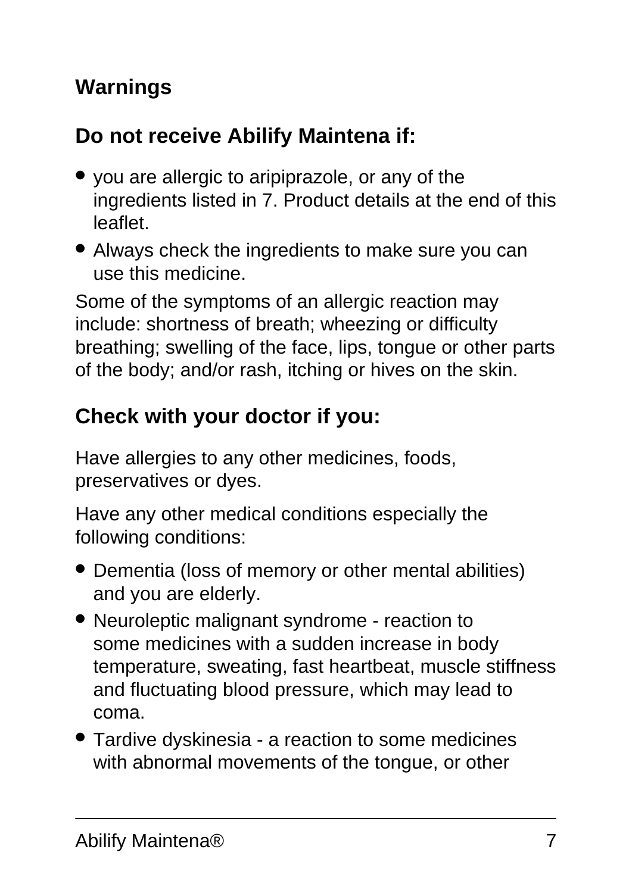## Warnings

### Do not receive Abilify Maintena if:

- you are allergic to aripiprazole, or any of the ingredients listed in 7. Product details at the end of this leaflet.
- Always check the ingredients to make sure you can use this medicine.

Some of the symptoms of an allergic reaction may include: shortness of breath; wheezing or difficulty breathing; swelling of the face, lips, tongue or other parts of the body; and/or rash, itching or hives on the skin.

### Check with your doctor if you:

Have allergies to any other medicines, foods, preservatives or dyes.

Have any other medical conditions especially the following conditions:

- Dementia (loss of memory or other mental abilities) and you are elderly.
- Neuroleptic malignant syndrome - reaction to some medicines with a sudden increase in body temperature, sweating, fast heartbeat, muscle stiffness and fluctuating blood pressure, which may lead to coma.
- Tardive dyskinesia - a reaction to some medicines with abnormal movements of the tongue, or other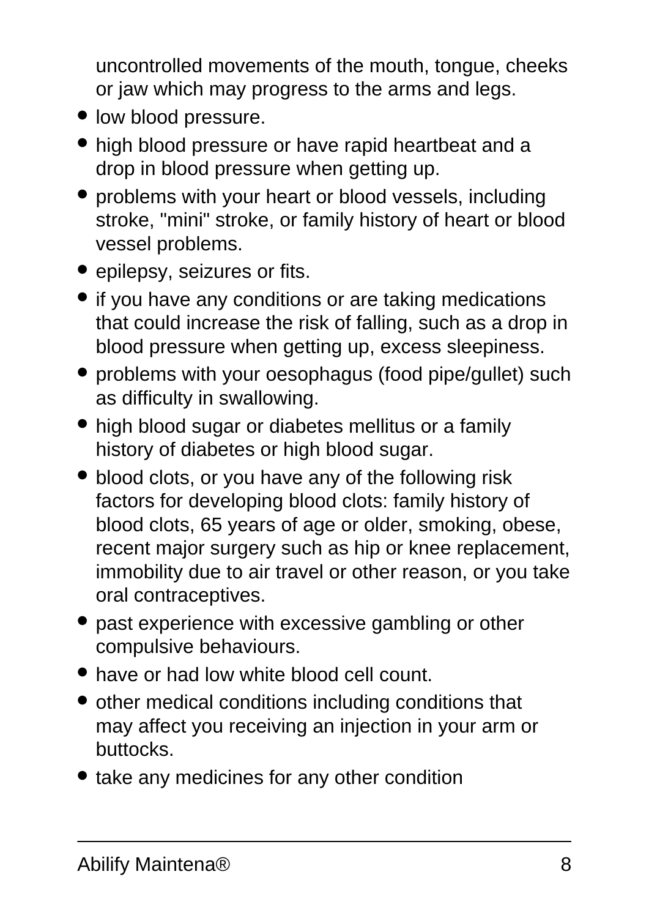uncontrolled movements of the mouth, tongue, cheeks or jaw which may progress to the arms and legs.

- low blood pressure.
- high blood pressure or have rapid heartbeat and a drop in blood pressure when getting up.
- problems with your heart or blood vessels, including stroke, "mini" stroke, or family history of heart or blood vessel problems.
- epilepsy, seizures or fits.
- if you have any conditions or are taking medications that could increase the risk of falling, such as a drop in blood pressure when getting up, excess sleepiness.
- problems with your oesophagus (food pipe/gullet) such as difficulty in swallowing.
- high blood sugar or diabetes mellitus or a family history of diabetes or high blood sugar.
- blood clots, or you have any of the following risk factors for developing blood clots: family history of blood clots, 65 years of age or older, smoking, obese, recent major surgery such as hip or knee replacement, immobility due to air travel or other reason, or you take oral contraceptives.
- past experience with excessive gambling or other compulsive behaviours.
- have or had low white blood cell count.
- other medical conditions including conditions that may affect you receiving an injection in your arm or buttocks.
- take any medicines for any other condition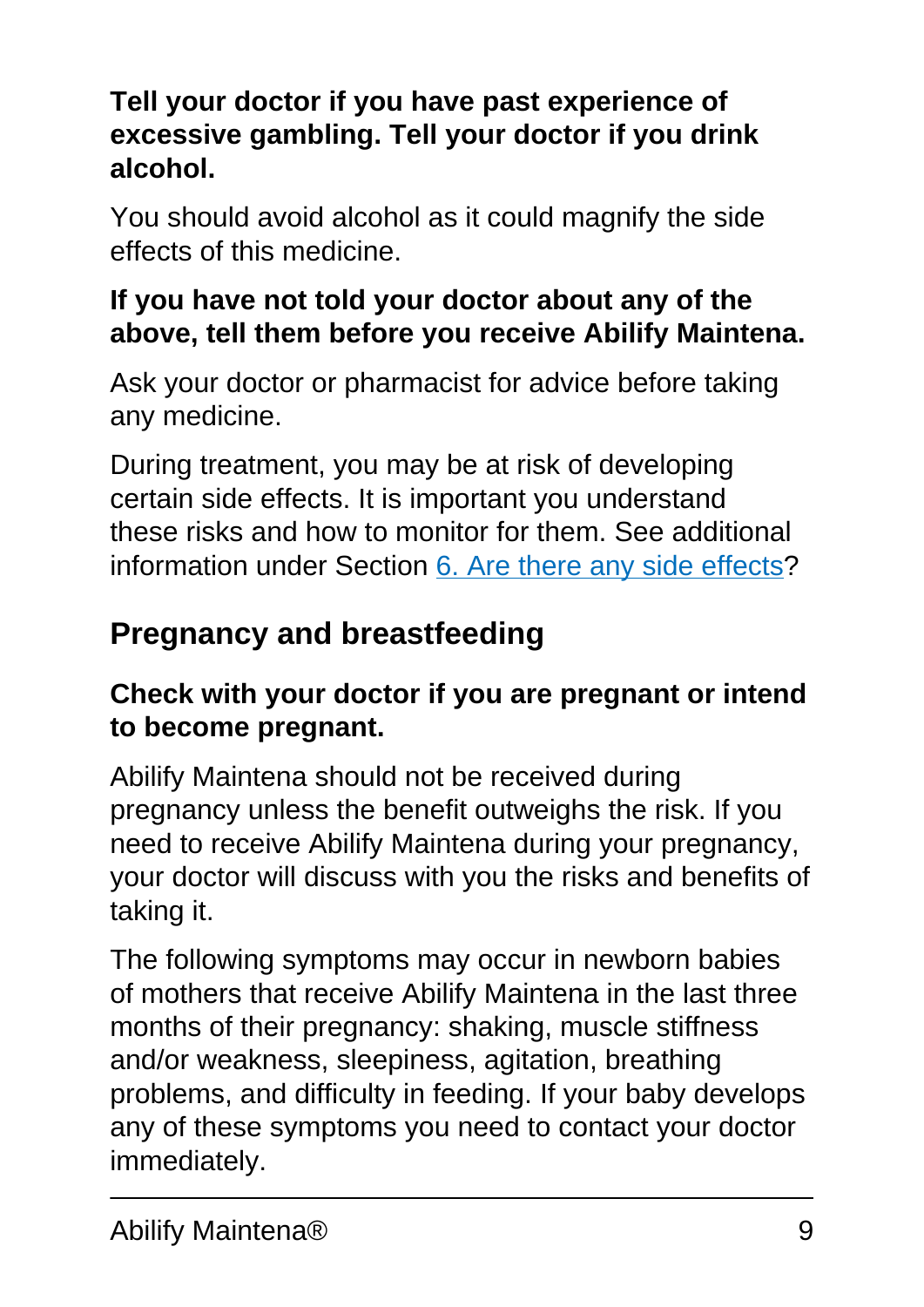**Tell your doctor if you have past experience of excessive gambling. Tell your doctor if you drink alcohol.**

You should avoid alcohol as it could magnify the side effects of this medicine.

**If you have not told your doctor about any of the above, tell them before you receive Abilify Maintena.**

Ask your doctor or pharmacist for advice before taking any medicine.

During treatment, you may be at risk of developing certain side effects. It is important you understand these risks and how to monitor for them. See additional information under Section [6. Are there any side effects](#)?

## Pregnancy and breastfeeding

**Check with your doctor if you are pregnant or intend to become pregnant.**

Abilify Maintena should not be received during pregnancy unless the benefit outweighs the risk. If you need to receive Abilify Maintena during your pregnancy, your doctor will discuss with you the risks and benefits of taking it.

The following symptoms may occur in newborn babies of mothers that receive Abilify Maintena in the last three months of their pregnancy: shaking, muscle stiffness and/or weakness, sleepiness, agitation, breathing problems, and difficulty in feeding. If your baby develops any of these symptoms you need to contact your doctor immediately.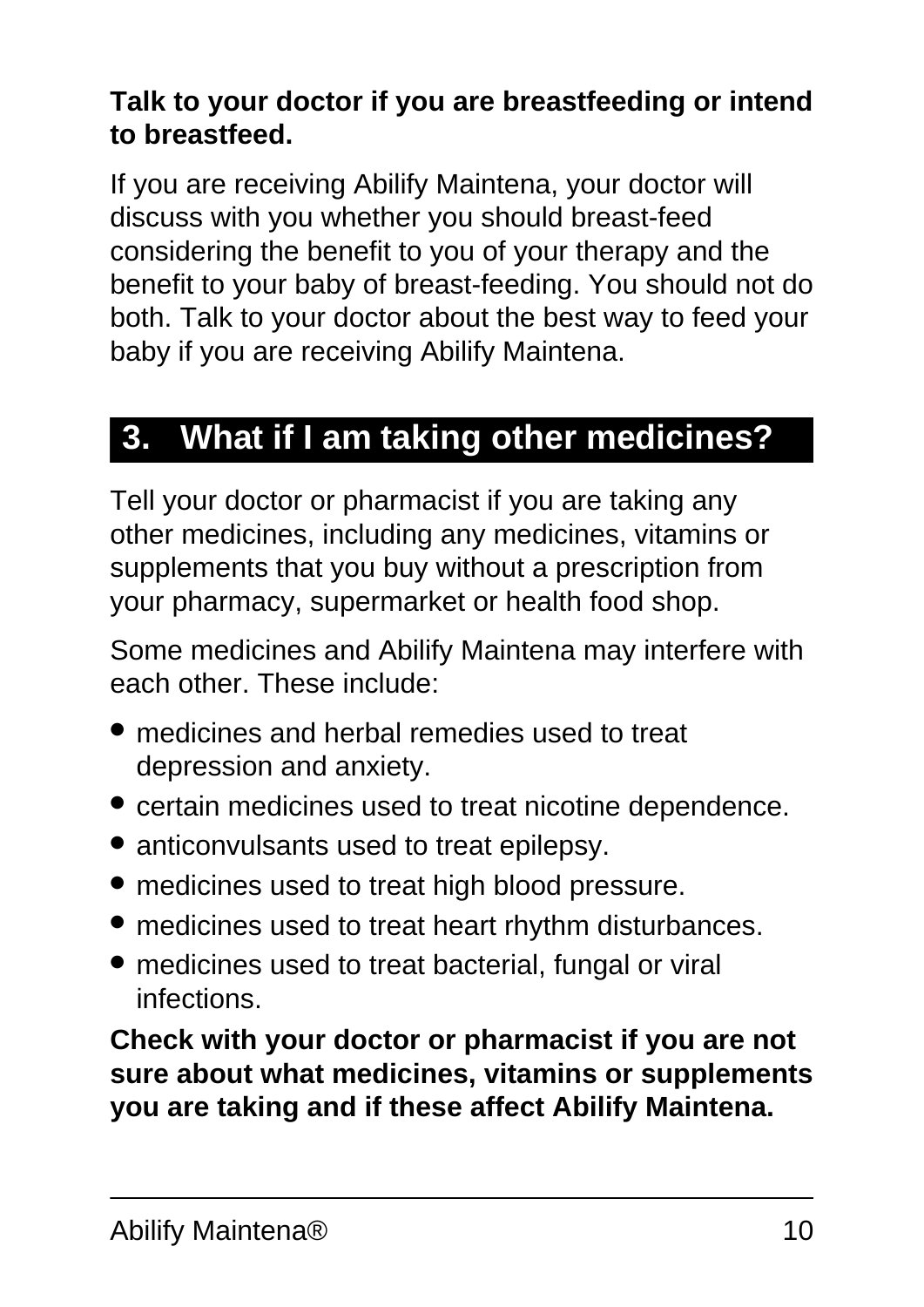**Talk to your doctor if you are breastfeeding or intend to breastfeed.**

If you are receiving Abilify Maintena, your doctor will discuss with you whether you should breast-feed considering the benefit to you of your therapy and the benefit to your baby of breast-feeding. You should not do both. Talk to your doctor about the best way to feed your baby if you are receiving Abilify Maintena.

## 3. What if I am taking other medicines?

Tell your doctor or pharmacist if you are taking any other medicines, including any medicines, vitamins or supplements that you buy without a prescription from your pharmacy, supermarket or health food shop.

Some medicines and Abilify Maintena may interfere with each other. These include:

- medicines and herbal remedies used to treat depression and anxiety.
- certain medicines used to treat nicotine dependence.
- anticonvulsants used to treat epilepsy.
- medicines used to treat high blood pressure.
- medicines used to treat heart rhythm disturbances.
- medicines used to treat bacterial, fungal or viral infections.

**Check with your doctor or pharmacist if you are not sure about what medicines, vitamins or supplements you are taking and if these affect Abilify Maintena.**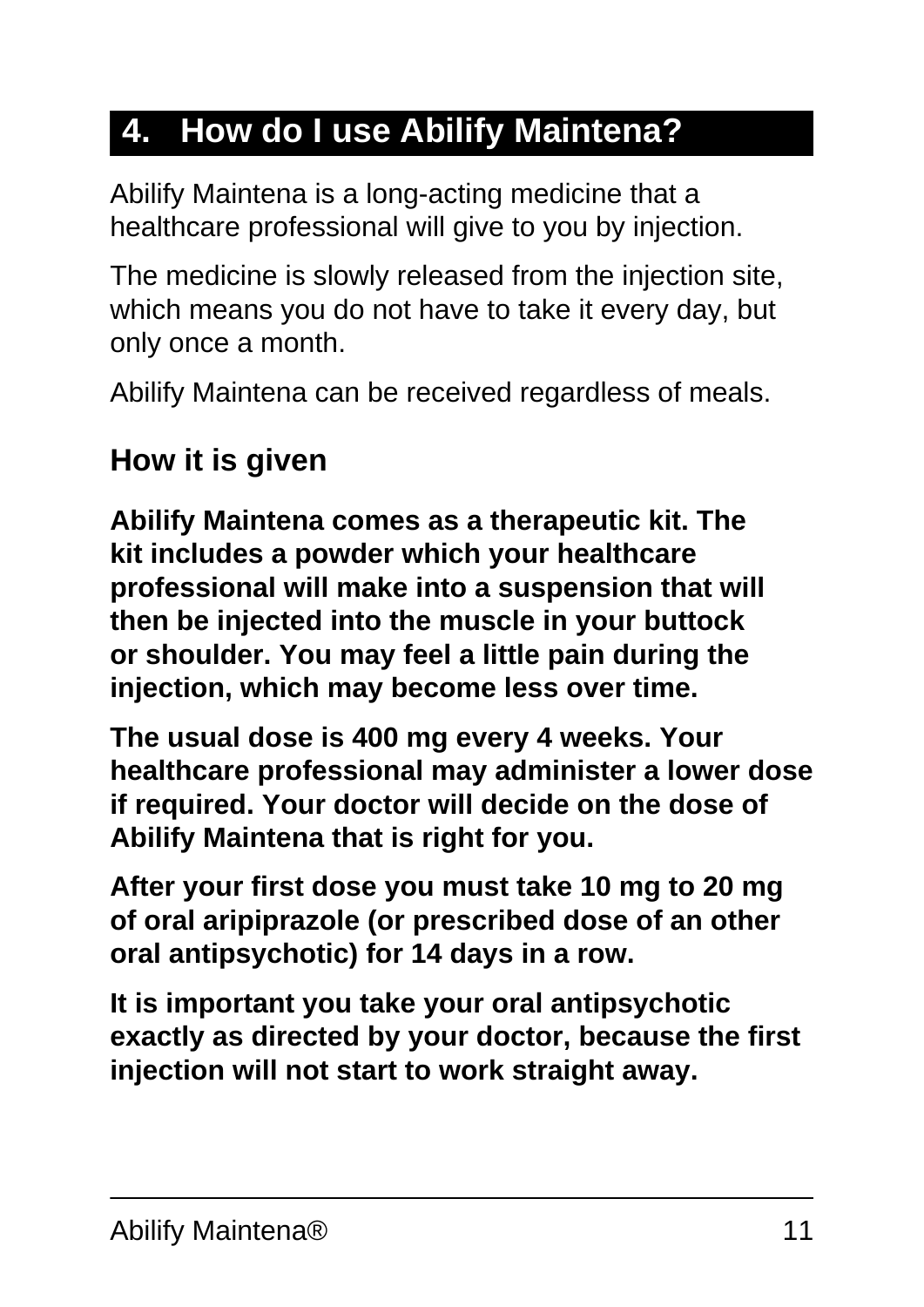## 4. How do I use Abilify Maintena?

Abilify Maintena is a long-acting medicine that a healthcare professional will give to you by injection.

The medicine is slowly released from the injection site, which means you do not have to take it every day, but only once a month.

Abilify Maintena can be received regardless of meals.

### How it is given

**Abilify Maintena comes as a therapeutic kit. The kit includes a powder which your healthcare professional will make into a suspension that will then be injected into the muscle in your buttock or shoulder. You may feel a little pain during the injection, which may become less over time.**

**The usual dose is 400 mg every 4 weeks. Your healthcare professional may administer a lower dose if required. Your doctor will decide on the dose of Abilify Maintena that is right for you.**

**After your first dose you must take 10 mg to 20 mg of oral aripiprazole (or prescribed dose of an other oral antipsychotic) for 14 days in a row.**

**It is important you take your oral antipsychotic exactly as directed by your doctor, because the first injection will not start to work straight away.**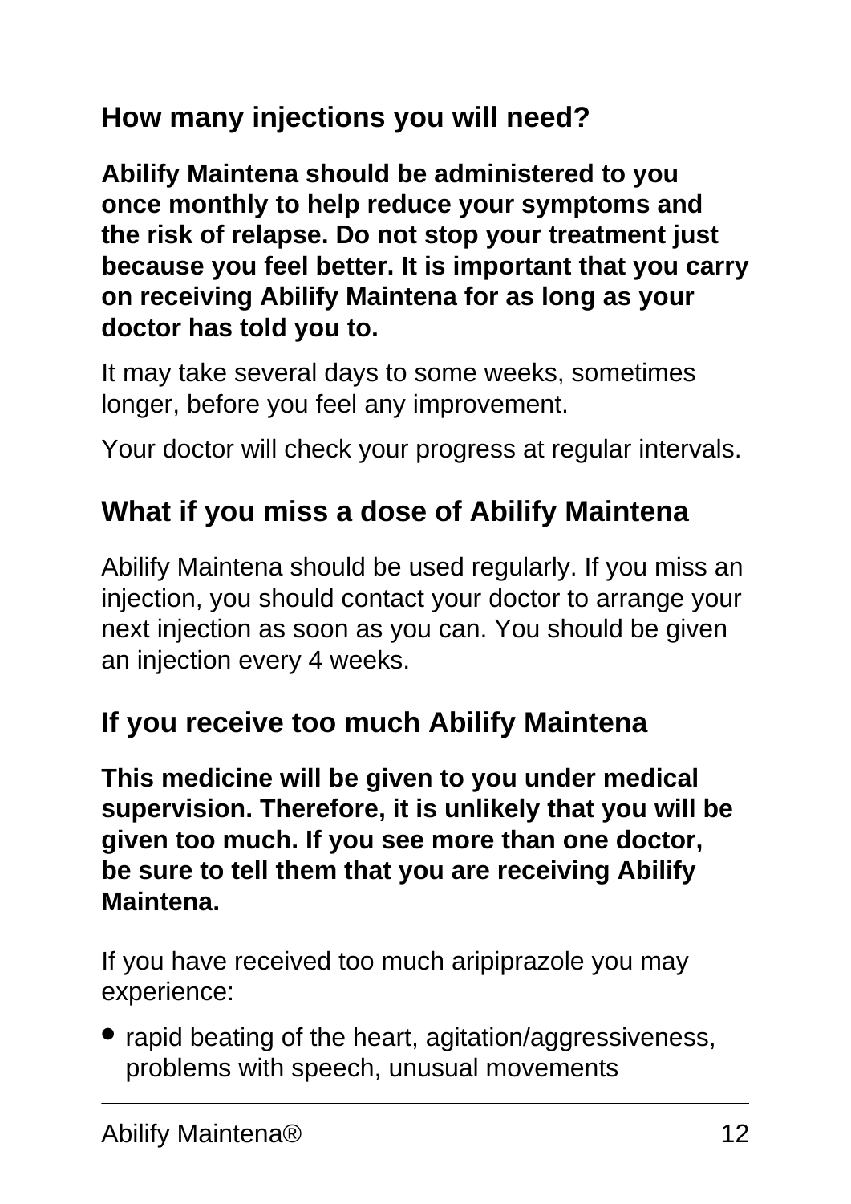## How many injections you will need?

**Abilify Maintena should be administered to you once monthly to help reduce your symptoms and the risk of relapse. Do not stop your treatment just because you feel better. It is important that you carry on receiving Abilify Maintena for as long as your doctor has told you to.**

It may take several days to some weeks, sometimes longer, before you feel any improvement.

Your doctor will check your progress at regular intervals.

## What if you miss a dose of Abilify Maintena

Abilify Maintena should be used regularly. If you miss an injection, you should contact your doctor to arrange your next injection as soon as you can. You should be given an injection every 4 weeks.

## If you receive too much Abilify Maintena

**This medicine will be given to you under medical supervision. Therefore, it is unlikely that you will be given too much. If you see more than one doctor, be sure to tell them that you are receiving Abilify Maintena.**

If you have received too much aripiprazole you may experience:

- rapid beating of the heart, agitation/aggressiveness, problems with speech, unusual movements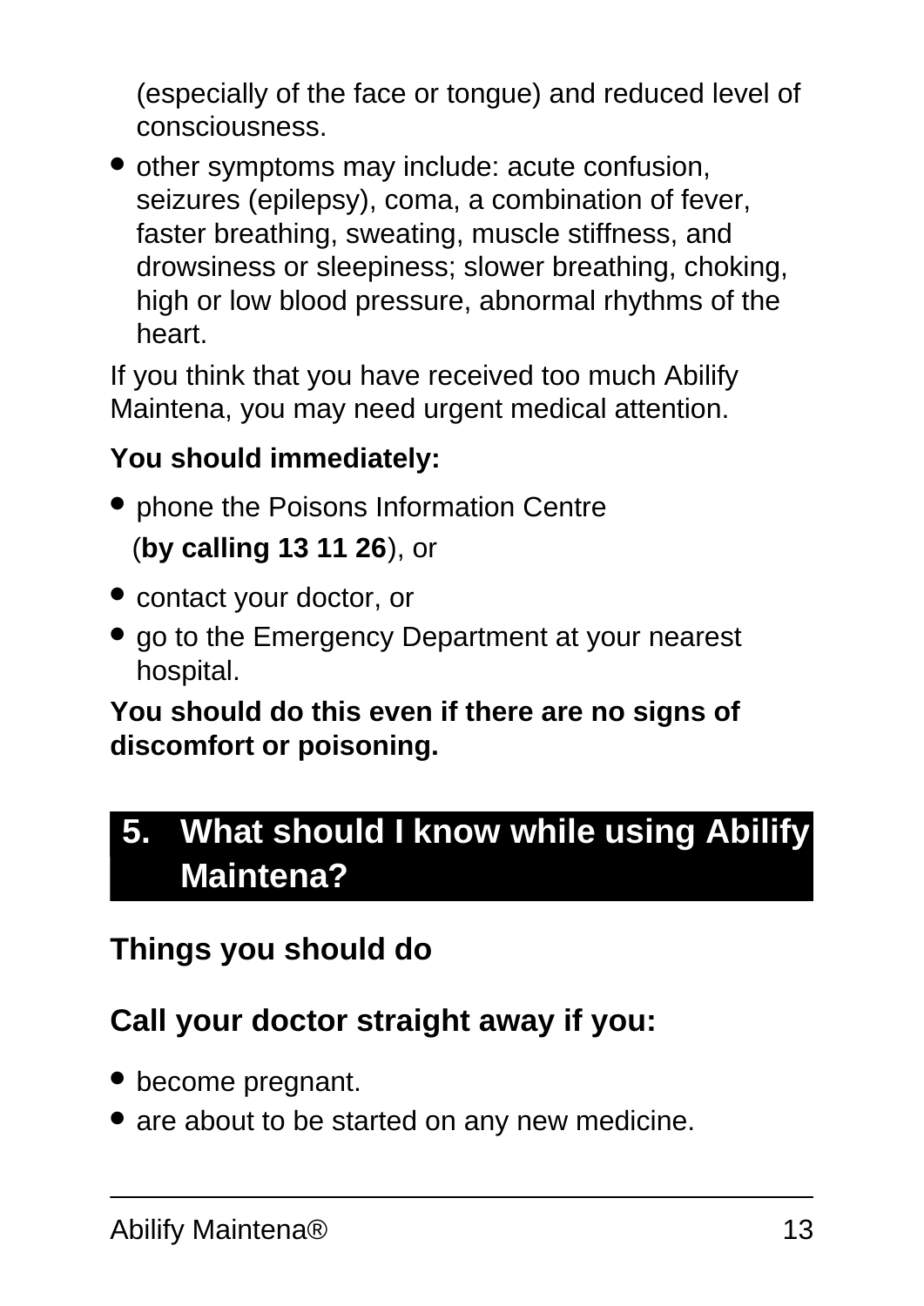(especially of the face or tongue) and reduced level of consciousness.

- other symptoms may include: acute confusion, seizures (epilepsy), coma, a combination of fever, faster breathing, sweating, muscle stiffness, and drowsiness or sleepiness; slower breathing, choking, high or low blood pressure, abnormal rhythms of the heart.

If you think that you have received too much Abilify Maintena, you may need urgent medical attention.

**You should immediately:**

- phone the Poisons Information Centre (**by calling 13 11 26**), or
- contact your doctor, or
- go to the Emergency Department at your nearest hospital.

**You should do this even if there are no signs of discomfort or poisoning.**

## 5. What should I know while using Abilify Maintena?

### Things you should do

### Call your doctor straight away if you:

- become pregnant.
- are about to be started on any new medicine.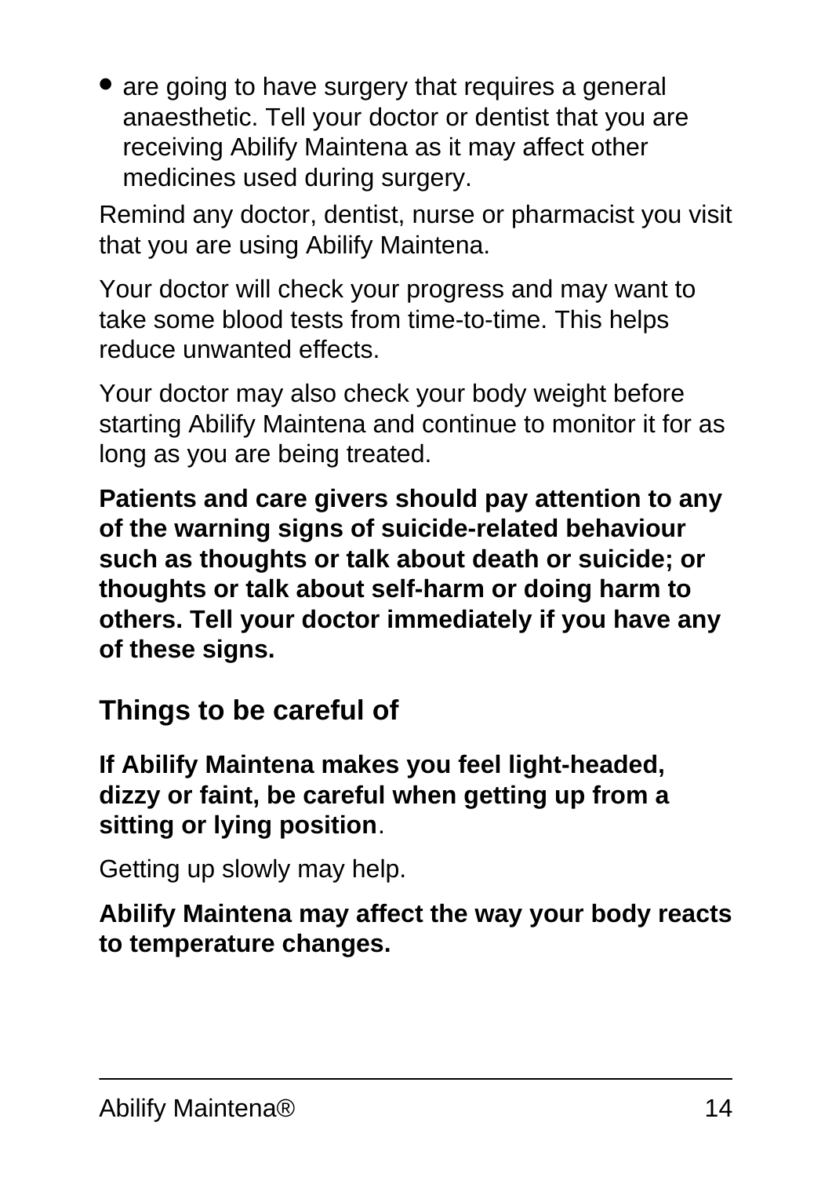- are going to have surgery that requires a general anaesthetic. Tell your doctor or dentist that you are receiving Abilify Maintena as it may affect other medicines used during surgery.

Remind any doctor, dentist, nurse or pharmacist you visit that you are using Abilify Maintena.

Your doctor will check your progress and may want to take some blood tests from time-to-time. This helps reduce unwanted effects.

Your doctor may also check your body weight before starting Abilify Maintena and continue to monitor it for as long as you are being treated.

**Patients and care givers should pay attention to any of the warning signs of suicide-related behaviour such as thoughts or talk about death or suicide; or thoughts or talk about self-harm or doing harm to others. Tell your doctor immediately if you have any of these signs.**

## Things to be careful of

**If Abilify Maintena makes you feel light-headed, dizzy or faint, be careful when getting up from a sitting or lying position**.

Getting up slowly may help.

**Abilify Maintena may affect the way your body reacts to temperature changes.**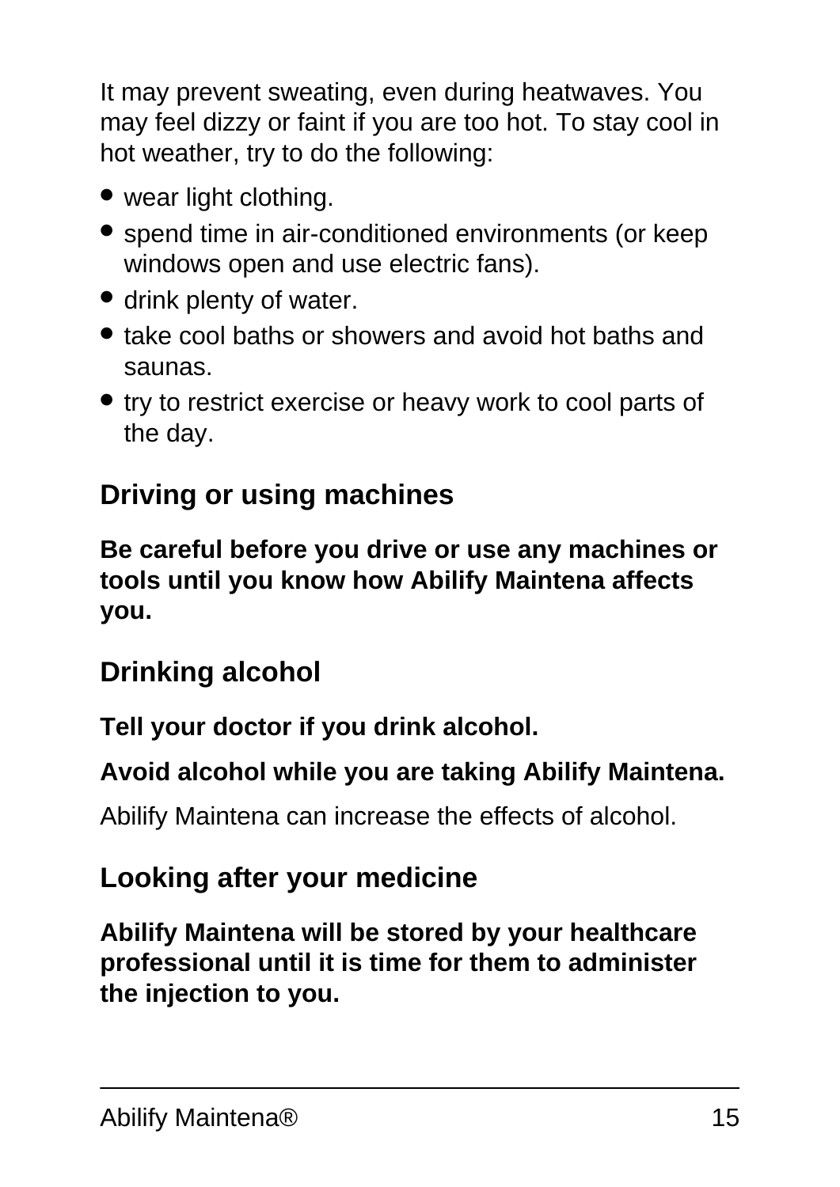It may prevent sweating, even during heatwaves. You may feel dizzy or faint if you are too hot. To stay cool in hot weather, try to do the following:

- wear light clothing.
- spend time in air-conditioned environments (or keep windows open and use electric fans).
- drink plenty of water.
- take cool baths or showers and avoid hot baths and saunas.
- try to restrict exercise or heavy work to cool parts of the day.

## Driving or using machines

**Be careful before you drive or use any machines or tools until you know how Abilify Maintena affects you.**

## Drinking alcohol

**Tell your doctor if you drink alcohol.**

**Avoid alcohol while you are taking Abilify Maintena.**

Abilify Maintena can increase the effects of alcohol.

## Looking after your medicine

**Abilify Maintena will be stored by your healthcare professional until it is time for them to administer the injection to you.**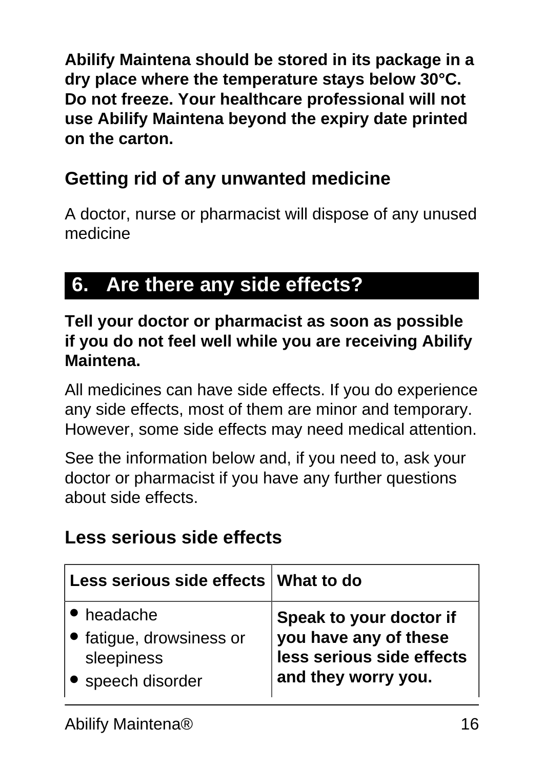**Abilify Maintena should be stored in its package in a dry place where the temperature stays below 30°C. Do not freeze. Your healthcare professional will not use Abilify Maintena beyond the expiry date printed on the carton.**

### Getting rid of any unwanted medicine

A doctor, nurse or pharmacist will dispose of any unused medicine

## 6. Are there any side effects?

**Tell your doctor or pharmacist as soon as possible if you do not feel well while you are receiving Abilify Maintena.**

All medicines can have side effects. If you do experience any side effects, most of them are minor and temporary. However, some side effects may need medical attention.

See the information below and, if you need to, ask your doctor or pharmacist if you have any further questions about side effects.

### Less serious side effects

| Less serious side effects | What to do |
|---|---|
| • headache<br>• fatigue, drowsiness or sleepiness<br>• speech disorder | **Speak to your doctor if you have any of these less serious side effects and they worry you.** |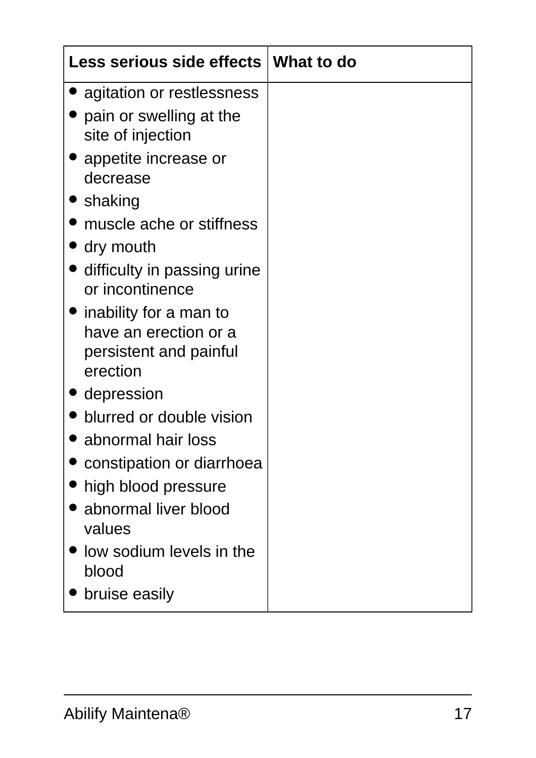| Less serious side effects | What to do |
| --- | --- |
| • agitation or restlessness<br>• pain or swelling at the site of injection<br>• appetite increase or decrease<br>• shaking<br>• muscle ache or stiffness<br>• dry mouth<br>• difficulty in passing urine or incontinence<br>• inability for a man to have an erection or a persistent and painful erection<br>• depression<br>• blurred or double vision<br>• abnormal hair loss<br>• constipation or diarrhoea<br>• high blood pressure<br>• abnormal liver blood values<br>• low sodium levels in the blood<br>• bruise easily | |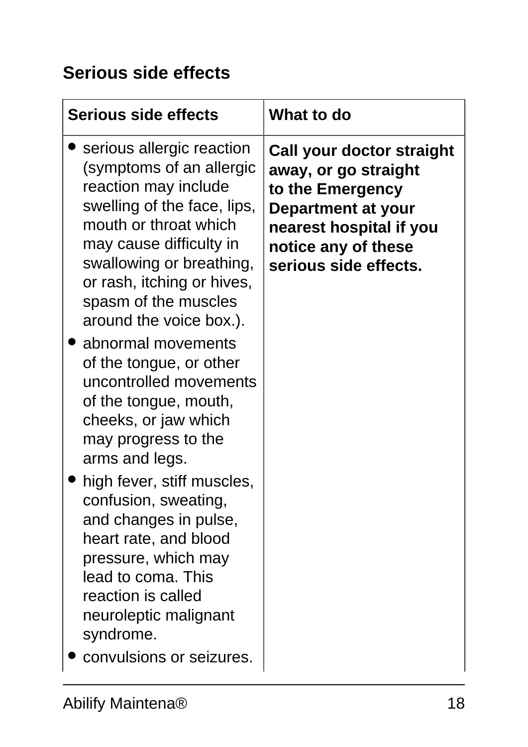## Serious side effects

| Serious side effects | What to do |
|---|---|
| • serious allergic reaction (symptoms of an allergic reaction may include swelling of the face, lips, mouth or throat which may cause difficulty in swallowing or breathing, or rash, itching or hives, spasm of the muscles around the voice box.).<br>• abnormal movements of the tongue, or other uncontrolled movements of the tongue, mouth, cheeks, or jaw which may progress to the arms and legs.<br>• high fever, stiff muscles, confusion, sweating, and changes in pulse, heart rate, and blood pressure, which may lead to coma. This reaction is called neuroleptic malignant syndrome.<br>• convulsions or seizures. | **Call your doctor straight away, or go straight to the Emergency Department at your nearest hospital if you notice any of these serious side effects.** |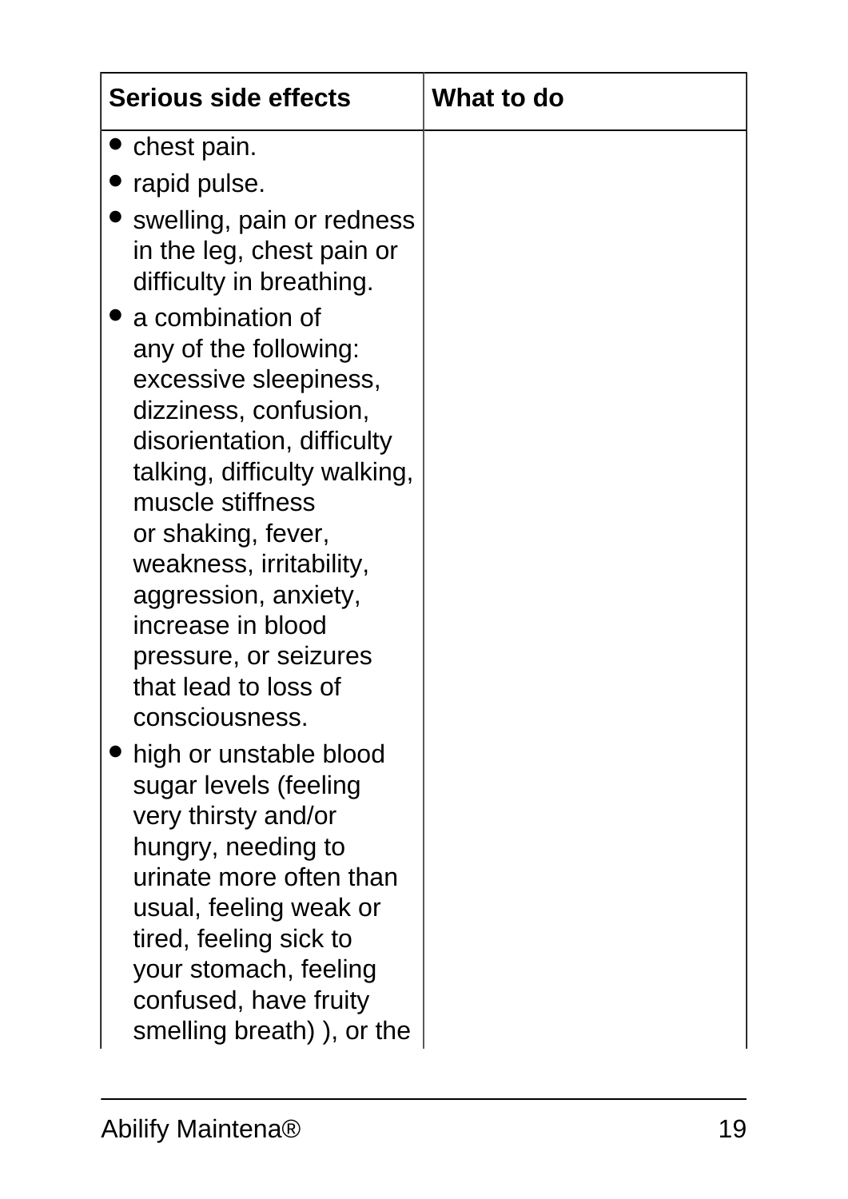| Serious side effects | What to do |
|---|---|
| • chest pain.<br>• rapid pulse.<br>• swelling, pain or redness in the leg, chest pain or difficulty in breathing.<br>• a combination of any of the following: excessive sleepiness, dizziness, confusion, disorientation, difficulty talking, difficulty walking, muscle stiffness or shaking, fever, weakness, irritability, aggression, anxiety, increase in blood pressure, or seizures that lead to loss of consciousness.<br>• high or unstable blood sugar levels (feeling very thirsty and/or hungry, needing to urinate more often than usual, feeling weak or tired, feeling sick to your stomach, feeling confused, have fruity smelling breath) ), or the | |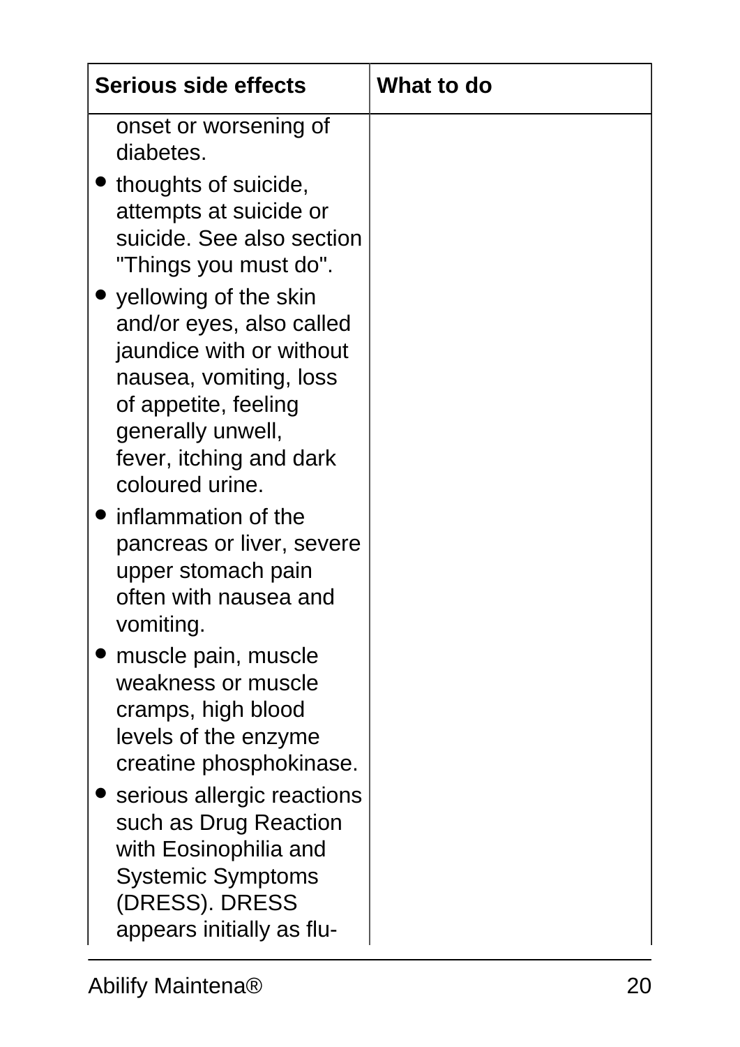| Serious side effects | What to do |
| --- | --- |
| onset or worsening of diabetes.<br>• thoughts of suicide, attempts at suicide or suicide. See also section "Things you must do".<br>• yellowing of the skin and/or eyes, also called jaundice with or without nausea, vomiting, loss of appetite, feeling generally unwell, fever, itching and dark coloured urine.<br>• inflammation of the pancreas or liver, severe upper stomach pain often with nausea and vomiting.<br>• muscle pain, muscle weakness or muscle cramps, high blood levels of the enzyme creatine phosphokinase.<br>• serious allergic reactions such as Drug Reaction with Eosinophilia and Systemic Symptoms (DRESS). DRESS appears initially as flu- | |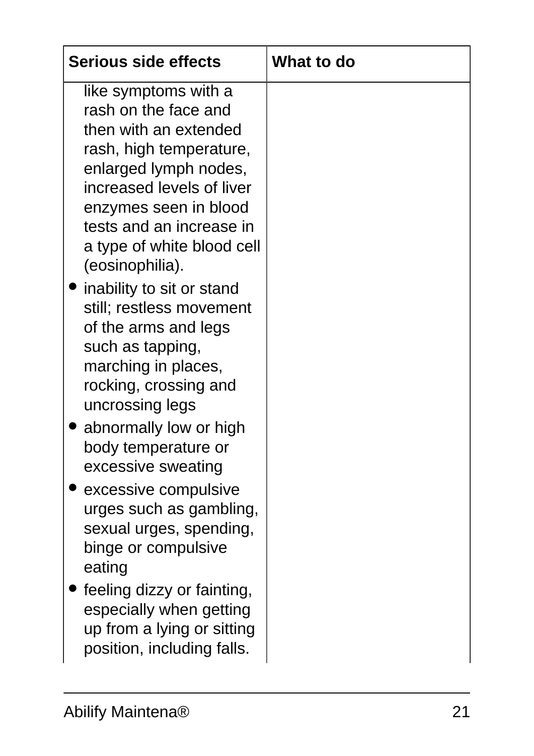| Serious side effects | What to do |
| --- | --- |
| like symptoms with a rash on the face and then with an extended rash, high temperature, enlarged lymph nodes, increased levels of liver enzymes seen in blood tests and an increase in a type of white blood cell (eosinophilia).<br>• inability to sit or stand still; restless movement of the arms and legs such as tapping, marching in places, rocking, crossing and uncrossing legs<br>• abnormally low or high body temperature or excessive sweating<br>• excessive compulsive urges such as gambling, sexual urges, spending, binge or compulsive eating<br>• feeling dizzy or fainting, especially when getting up from a lying or sitting position, including falls. | |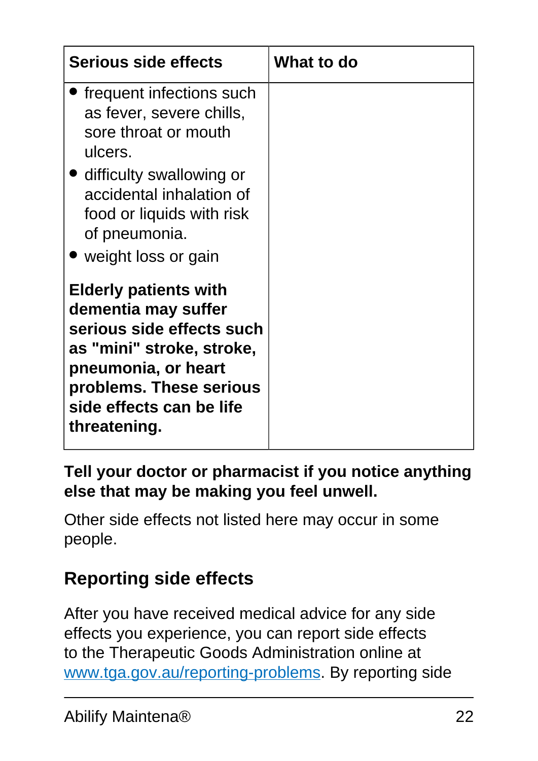| Serious side effects | What to do |
| --- | --- |
| • frequent infections such as fever, severe chills, sore throat or mouth ulcers.<br>• difficulty swallowing or accidental inhalation of food or liquids with risk of pneumonia.<br>• weight loss or gain<br><br>**Elderly patients with dementia may suffer serious side effects such as "mini" stroke, stroke, pneumonia, or heart problems. These serious side effects can be life threatening.** | |

**Tell your doctor or pharmacist if you notice anything else that may be making you feel unwell.**

Other side effects not listed here may occur in some people.

## Reporting side effects

After you have received medical advice for any side effects you experience, you can report side effects to the Therapeutic Goods Administration online at www.tga.gov.au/reporting-problems. By reporting side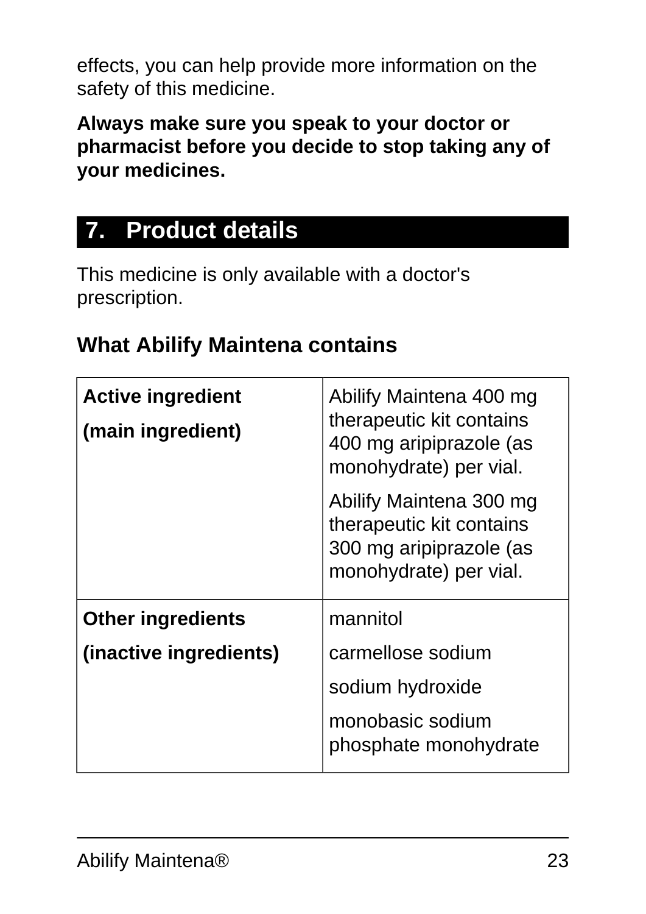effects, you can help provide more information on the safety of this medicine.

**Always make sure you speak to your doctor or pharmacist before you decide to stop taking any of your medicines.**

## 7. Product details

This medicine is only available with a doctor's prescription.

### What Abilify Maintena contains

| | |
|---|---|
| **Active ingredient**<br>**(main ingredient)** | Abilify Maintena 400 mg therapeutic kit contains 400 mg aripiprazole (as monohydrate) per vial.<br>Abilify Maintena 300 mg therapeutic kit contains 300 mg aripiprazole (as monohydrate) per vial. |
| **Other ingredients**<br>**(inactive ingredients)** | mannitol<br>carmellose sodium<br>sodium hydroxide<br>monobasic sodium phosphate monohydrate |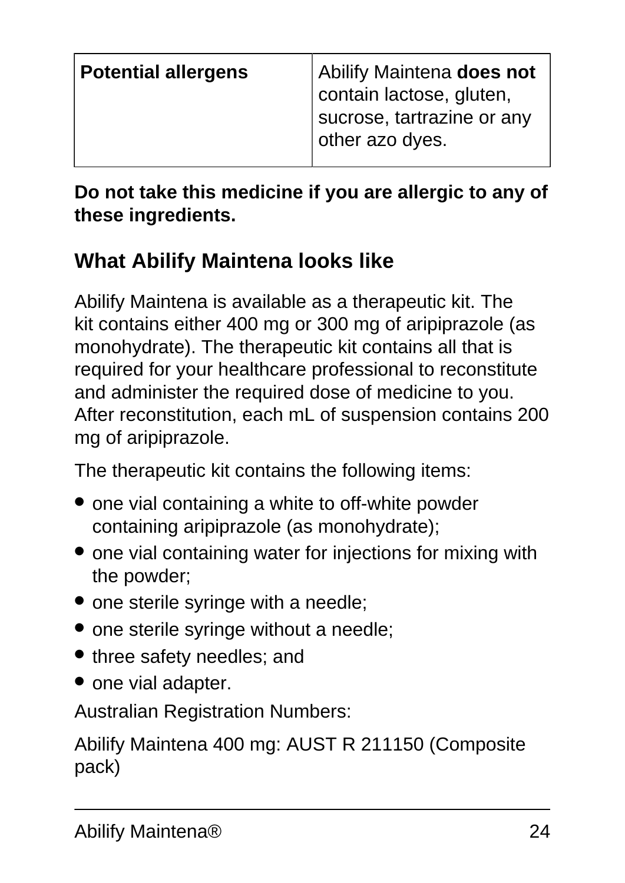| Potential allergens | Abilify Maintena **does not** contain lactose, gluten, sucrose, tartrazine or any other azo dyes. |
|---|---|

**Do not take this medicine if you are allergic to any of these ingredients.**

## What Abilify Maintena looks like

Abilify Maintena is available as a therapeutic kit. The kit contains either 400 mg or 300 mg of aripiprazole (as monohydrate). The therapeutic kit contains all that is required for your healthcare professional to reconstitute and administer the required dose of medicine to you. After reconstitution, each mL of suspension contains 200 mg of aripiprazole.

The therapeutic kit contains the following items:

- one vial containing a white to off-white powder containing aripiprazole (as monohydrate);
- one vial containing water for injections for mixing with the powder;
- one sterile syringe with a needle;
- one sterile syringe without a needle;
- three safety needles; and
- one vial adapter.

Australian Registration Numbers:

Abilify Maintena 400 mg: AUST R 211150 (Composite pack)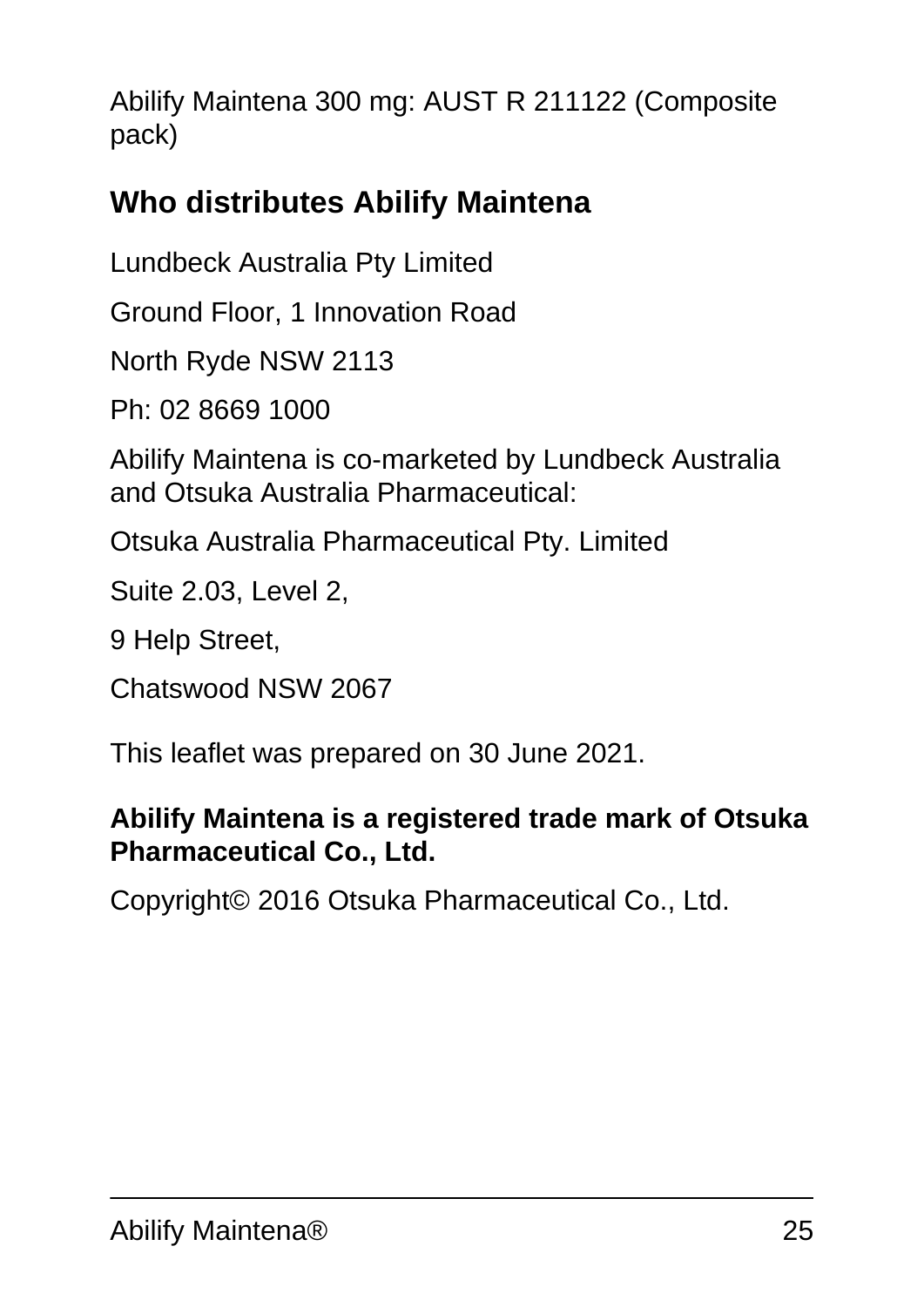Abilify Maintena 300 mg: AUST R 211122 (Composite pack)

## Who distributes Abilify Maintena

Lundbeck Australia Pty Limited

Ground Floor, 1 Innovation Road

North Ryde NSW 2113

Ph: 02 8669 1000

Abilify Maintena is co-marketed by Lundbeck Australia and Otsuka Australia Pharmaceutical:

Otsuka Australia Pharmaceutical Pty. Limited

Suite 2.03, Level 2,

9 Help Street,

Chatswood NSW 2067

This leaflet was prepared on 30 June 2021.

**Abilify Maintena is a registered trade mark of Otsuka Pharmaceutical Co., Ltd.**

Copyright© 2016 Otsuka Pharmaceutical Co., Ltd.